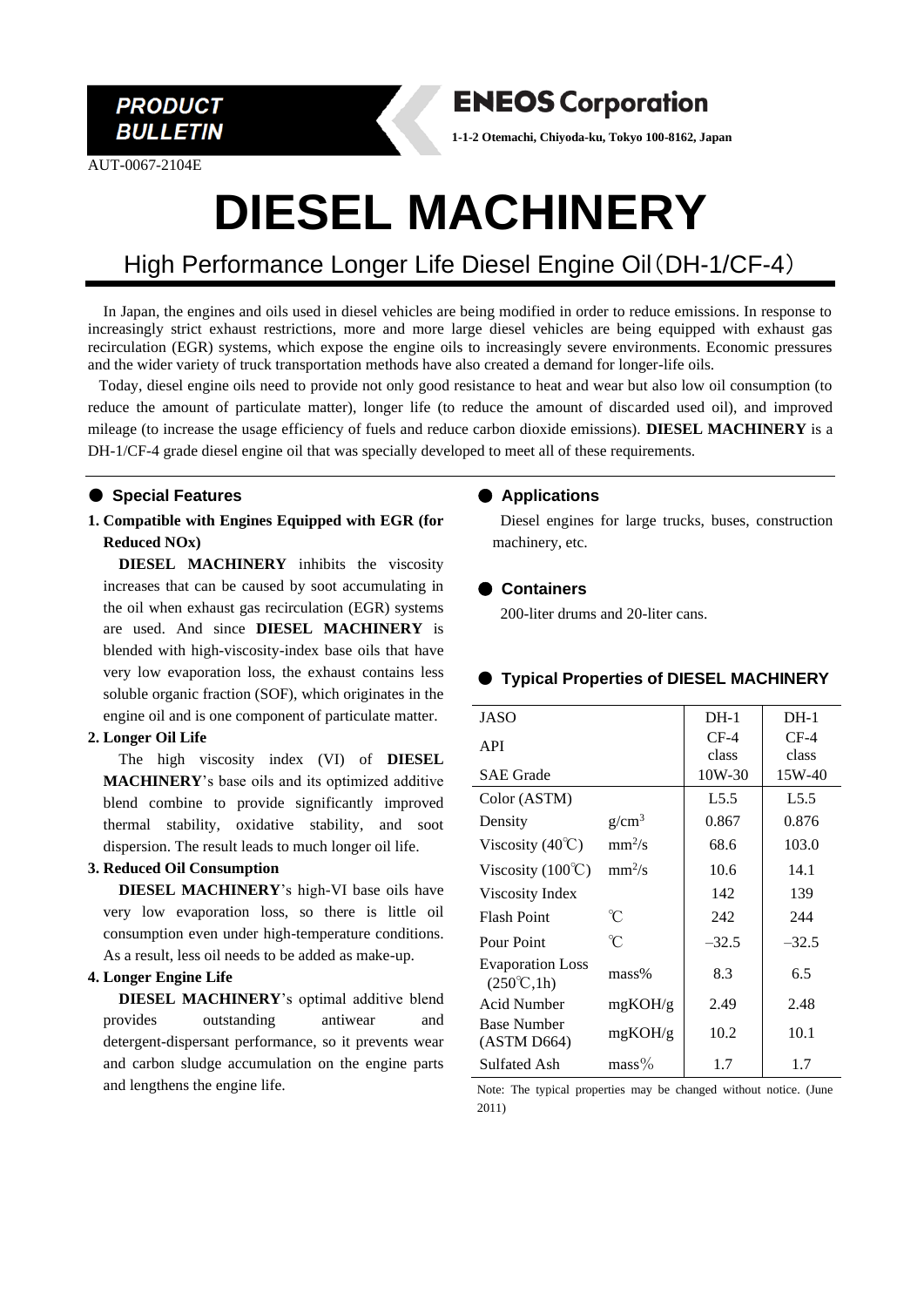PRODUCT BULLETIN

**ENEOS Corporation**

**1-1-2 Otemachi, Chiyoda-ku, Tokyo 100-8162, Japan**

AUT-0067-2104E

# DIESEL MACHINERY

## High Performance Longer Life Diesel Engine Oil（DH-1/CF-4）

In Japan, the engines and oils used in diesel vehicles are being modified in order to reduce emissions. In response to increasingly strict exhaust restrictions, more and more large diesel vehicles are being equipped with exhaust gas recirculation (EGR) systems, which expose the engine oils to increasingly severe environments. Economic pressures and the wider variety of truck transportation methods have also created a demand for longer-life oils.

Today, diesel engine oils need to provide not only good resistance to heat and wear but also low oil consumption (to reduce the amount of particulate matter), longer life (to reduce the amount of discarded used oil), and improved mileage (to increase the usage efficiency of fuels and reduce carbon dioxide emissions). **DIESEL MACHINERY** is a DH-1/CF-4 grade diesel engine oil that was specially developed to meet all of these requirements.

### ● Special Features

**1. Compatible with Engines Equipped with EGR (for Reduced NOx)**

**DIESEL MACHINERY** inhibits the viscosity increases that can be caused by soot accumulating in the oil when exhaust gas recirculation (EGR) systems are used. And since **DIESEL MACHINERY** is blended with high-viscosity-index base oils that have very low evaporation loss, the exhaust contains less soluble organic fraction (SOF), which originates in the engine oil and is one component of particulate matter.

**2. Longer Oil Life**

The high viscosity index (VI) of **DIESEL MACHINERY**'s base oils and its optimized additive blend combine to provide significantly improved thermal stability, oxidative stability, and soot dispersion. The result leads to much longer oil life.

**3. Reduced Oil Consumption**

**DIESEL MACHINERY**'s high-VI base oils have very low evaporation loss, so there is little oil consumption even under high-temperature conditions. As a result, less oil needs to be added as make-up.

**4. Longer Engine Life**

**DIESEL MACHINERY**'s optimal additive blend provides outstanding antiwear and detergent-dispersant performance, so it prevents wear and carbon sludge accumulation on the engine parts and lengthens the engine life.

### ● Applications

Diesel engines for large trucks, buses, construction machinery, etc.

### ● Containers

200-liter drums and 20-liter cans.

### ● Typical Properties of DIESEL MACHINERY

| JASO<br>API<br>SAE Grade | | DH-1<br>CF-4 class<br>10W-30 | DH-1<br>CF-4 class<br>15W-40 |
|---|---|---|---|
| Color (ASTM) | | L5.5 | L5.5 |
| Density | $g/cm^3$ | 0.867 | 0.876 |
| Viscosity (40℃) | $mm^2/s$ | 68.6 | 103.0 |
| Viscosity (100℃) | $mm^2/s$ | 10.6 | 14.1 |
| Viscosity Index | | 142 | 139 |
| Flash Point | ℃ | 242 | 244 |
| Pour Point | ℃ | –32.5 | –32.5 |
| Evaporation Loss (250℃,1h) | mass% | 8.3 | 6.5 |
| Acid Number | mgKOH/g | 2.49 | 2.48 |
| Base Number (ASTM D664) | mgKOH/g | 10.2 | 10.1 |
| Sulfated Ash | mass% | 1.7 | 1.7 |

Note: The typical properties may be changed without notice. (June 2011)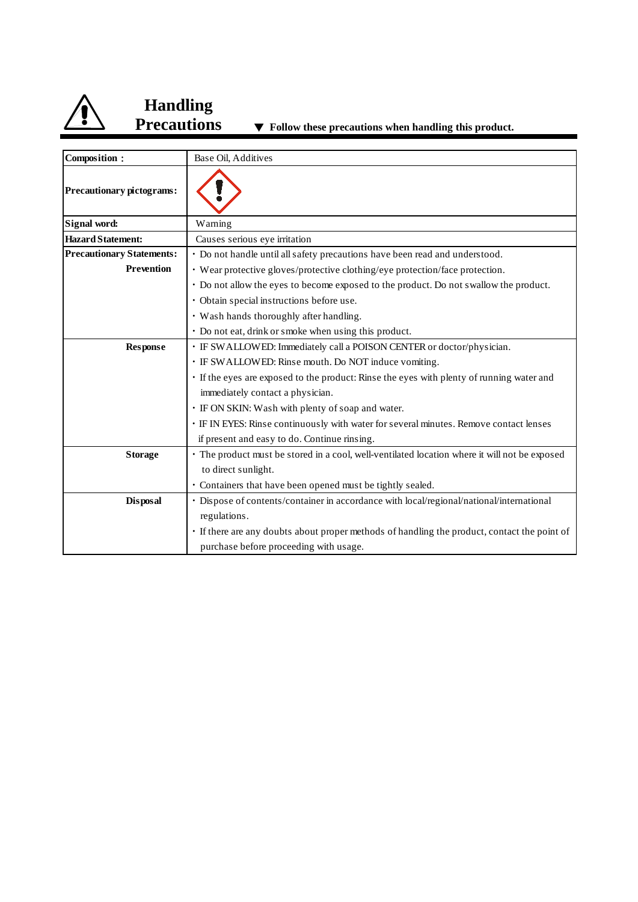# Handling Precautions

▼ **Follow these precautions when handling this product.**

| | |
|---|---|
| **Composition :** | Base Oil, Additives |
| **Precautionary pictograms:** | |
| **Signal word:** | Warning |
| **Hazard Statement:** | Causes serious eye irritation |
| **Precautionary Statements:** **Prevention** | · Do not handle until all safety precautions have been read and understood.<br>· Wear protective gloves/protective clothing/eye protection/face protection.<br>· Do not allow the eyes to become exposed to the product. Do not swallow the product.<br>· Obtain special instructions before use.<br>· Wash hands thoroughly after handling.<br>· Do not eat, drink or smoke when using this product. |
| **Response** | · IF SWALLOWED: Immediately call a POISON CENTER or doctor/physician.<br>· IF SWALLOWED: Rinse mouth. Do NOT induce vomiting.<br>· If the eyes are exposed to the product: Rinse the eyes with plenty of running water and immediately contact a physician.<br>· IF ON SKIN: Wash with plenty of soap and water.<br>· IF IN EYES: Rinse continuously with water for several minutes. Remove contact lenses if present and easy to do. Continue rinsing. |
| **Storage** | · The product must be stored in a cool, well-ventilated location where it will not be exposed to direct sunlight.<br>· Containers that have been opened must be tightly sealed. |
| **Disposal** | · Dispose of contents/container in accordance with local/regional/national/international regulations.<br>· If there are any doubts about proper methods of handling the product, contact the point of purchase before proceeding with usage. |